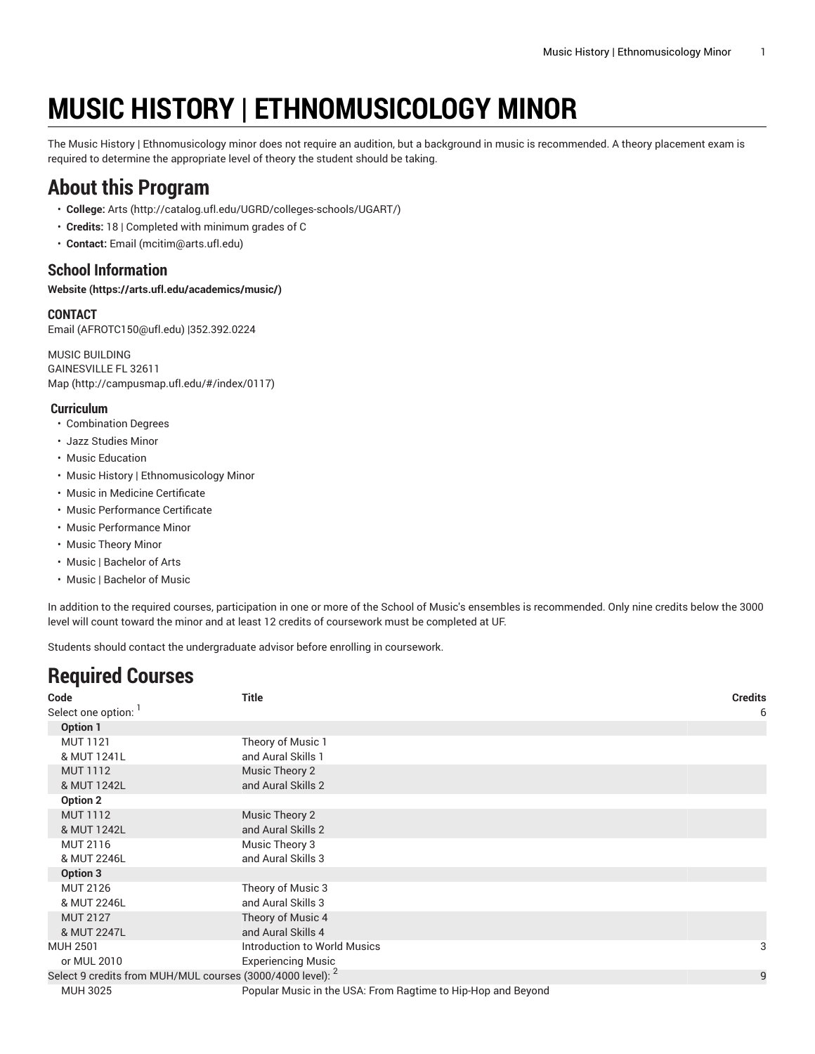# MUSIC HISTORY | ETHNOMUSICOLOGY MINOR

The Music History | Ethnomusicology minor does not require an audition, but a background in music is recommended. A theory placement exam is required to determine the appropriate level of theory the student should be taking.

## About this Program

- **College:** Arts (http://catalog.ufl.edu/UGRD/colleges-schools/UGART/)
- **Credits:** 18 | Completed with minimum grades of C
- **Contact:** Email (mcitim@arts.ufl.edu)

### School Information

**Website (https://arts.ufl.edu/academics/music/)**

#### CONTACT

Email (AFROTC150@ufl.edu) |352.392.0224

MUSIC BUILDING
GAINESVILLE FL 32611
Map (http://campusmap.ufl.edu/#/index/0117)

#### Curriculum

- Combination Degrees
- Jazz Studies Minor
- Music Education
- Music History | Ethnomusicology Minor
- Music in Medicine Certificate
- Music Performance Certificate
- Music Performance Minor
- Music Theory Minor
- Music | Bachelor of Arts
- Music | Bachelor of Music

In addition to the required courses, participation in one or more of the School of Music's ensembles is recommended. Only nine credits below the 3000 level will count toward the minor and at least 12 credits of coursework must be completed at UF.

Students should contact the undergraduate advisor before enrolling in coursework.

## Required Courses

| Code | Title | Credits |
|---|---|---|
| Select one option: [1] | | 6 |
| **Option 1** | | |
| MUT 1121 & MUT 1241L | Theory of Music 1 and Aural Skills 1 | |
| MUT 1112 & MUT 1242L | Music Theory 2 and Aural Skills 2 | |
| **Option 2** | | |
| MUT 1112 & MUT 1242L | Music Theory 2 and Aural Skills 2 | |
| MUT 2116 & MUT 2246L | Music Theory 3 and Aural Skills 3 | |
| **Option 3** | | |
| MUT 2126 & MUT 2246L | Theory of Music 3 and Aural Skills 3 | |
| MUT 2127 & MUT 2247L | Theory of Music 4 and Aural Skills 4 | |
| MUH 2501 | Introduction to World Musics | 3 |
| or MUL 2010 | Experiencing Music | |
| Select 9 credits from MUH/MUL courses (3000/4000 level): [2] | | 9 |
| MUH 3025 | Popular Music in the USA: From Ragtime to Hip-Hop and Beyond | |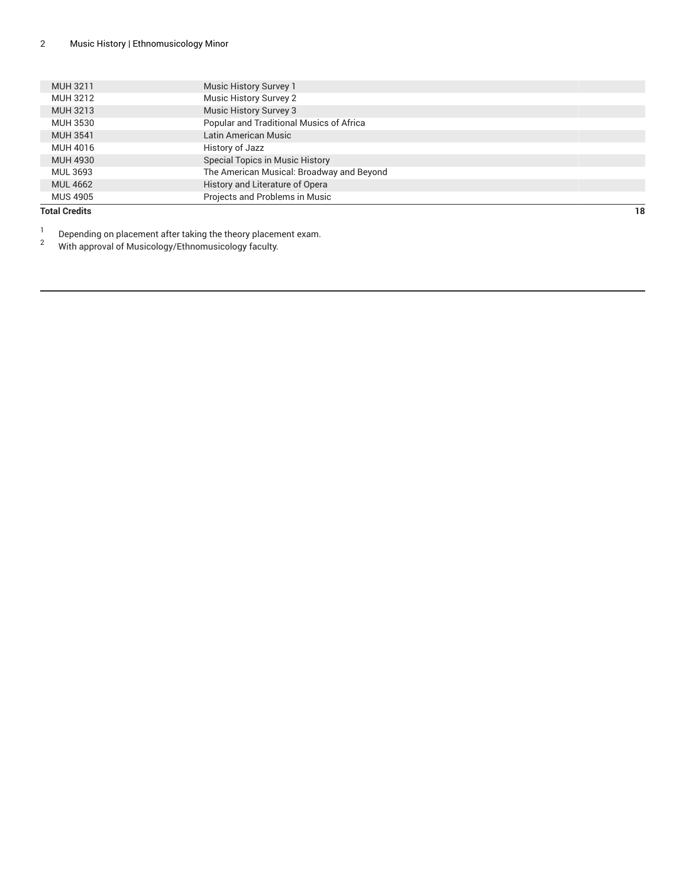| | | |
|---|---|---|
| MUH 3211 | Music History Survey 1 | |
| MUH 3212 | Music History Survey 2 | |
| MUH 3213 | Music History Survey 3 | |
| MUH 3530 | Popular and Traditional Musics of Africa | |
| MUH 3541 | Latin American Music | |
| MUH 4016 | History of Jazz | |
| MUH 4930 | Special Topics in Music History | |
| MUL 3693 | The American Musical: Broadway and Beyond | |
| MUL 4662 | History and Literature of Opera | |
| MUS 4905 | Projects and Problems in Music | |
| **Total Credits** | | **18** |

1 Depending on placement after taking the theory placement exam.

2 With approval of Musicology/Ethnomusicology faculty.